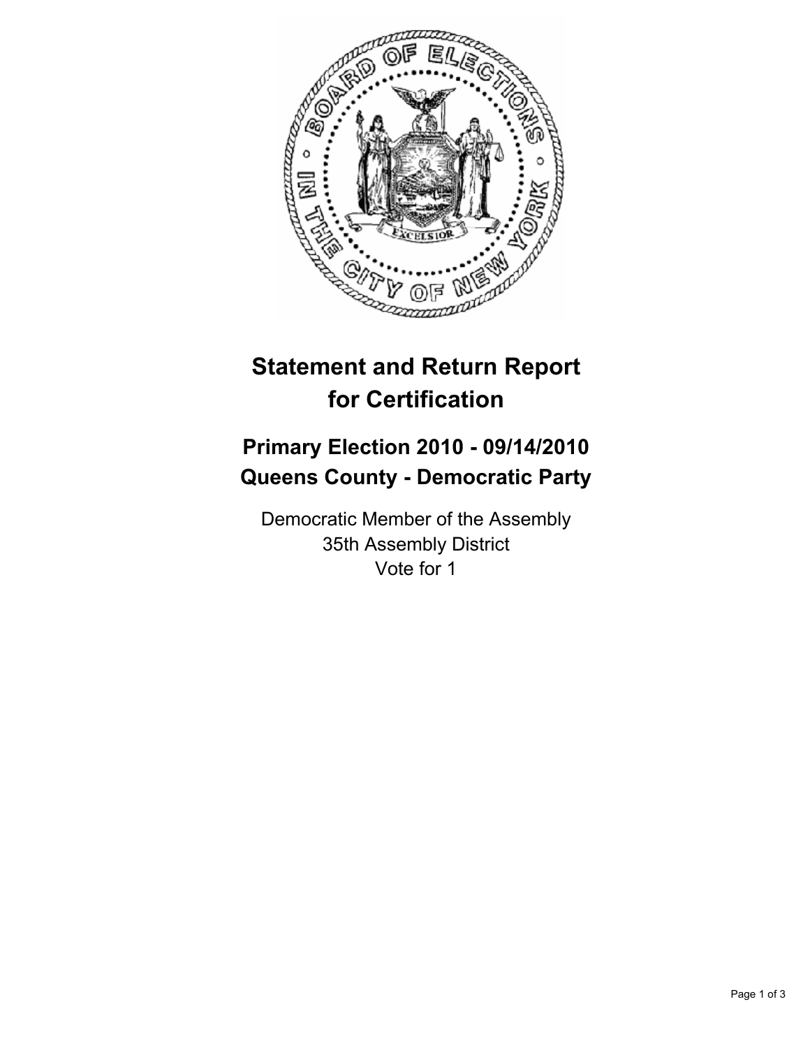# Statement and Return Report for Certification

## Primary Election 2010 - 09/14/2010
## Queens County - Democratic Party

Democratic Member of the Assembly
35th Assembly District
Vote for 1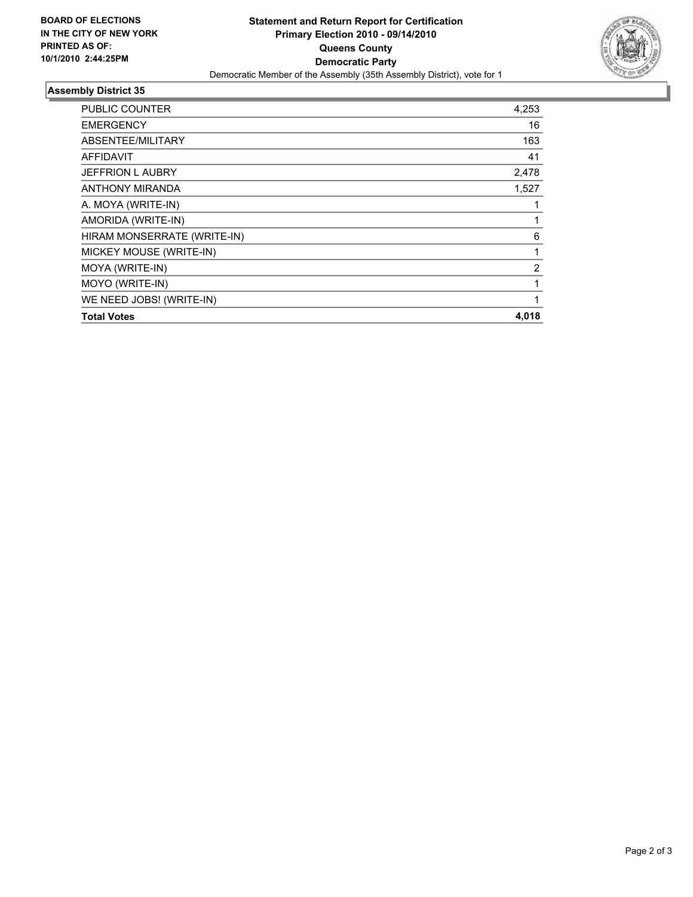**BOARD OF ELECTIONS**
**IN THE CITY OF NEW YORK**
**PRINTED AS OF:**
**10/1/2010 2:44:25PM**

# Statement and Return Report for Certification
## Primary Election 2010 - 09/14/2010
## Queens County
## Democratic Party

Democratic Member of the Assembly (35th Assembly District), vote for 1

### Assembly District 35

| | |
|---|---|
| PUBLIC COUNTER | 4,253 |
| EMERGENCY | 16 |
| ABSENTEE/MILITARY | 163 |
| AFFIDAVIT | 41 |
| JEFFRION L AUBRY | 2,478 |
| ANTHONY MIRANDA | 1,527 |
| A. MOYA (WRITE-IN) | 1 |
| AMORIDA (WRITE-IN) | 1 |
| HIRAM MONSERRATE (WRITE-IN) | 6 |
| MICKEY MOUSE (WRITE-IN) | 1 |
| MOYA (WRITE-IN) | 2 |
| MOYO (WRITE-IN) | 1 |
| WE NEED JOBS! (WRITE-IN) | 1 |
| **Total Votes** | **4,018** |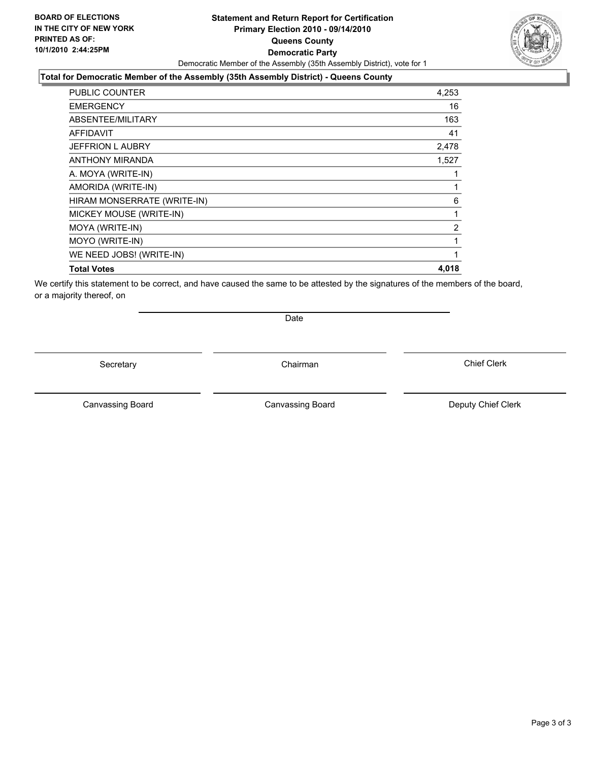**BOARD OF ELECTIONS IN THE CITY OF NEW YORK PRINTED AS OF: 10/1/2010 2:44:25PM**

# Statement and Return Report for Certification
## Primary Election 2010 - 09/14/2010
## Queens County
## Democratic Party

Democratic Member of the Assembly (35th Assembly District), vote for 1

**Total for Democratic Member of the Assembly (35th Assembly District) - Queens County**

| | |
|---|---|
| PUBLIC COUNTER | 4,253 |
| EMERGENCY | 16 |
| ABSENTEE/MILITARY | 163 |
| AFFIDAVIT | 41 |
| JEFFRION L AUBRY | 2,478 |
| ANTHONY MIRANDA | 1,527 |
| A. MOYA (WRITE-IN) | 1 |
| AMORIDA (WRITE-IN) | 1 |
| HIRAM MONSERRATE (WRITE-IN) | 6 |
| MICKEY MOUSE (WRITE-IN) | 1 |
| MOYA (WRITE-IN) | 2 |
| MOYO (WRITE-IN) | 1 |
| WE NEED JOBS! (WRITE-IN) | 1 |
| **Total Votes** | **4,018** |

We certify this statement to be correct, and have caused the same to be attested by the signatures of the members of the board, or a majority thereof, on

Date

Secretary

Chairman

Chief Clerk

Canvassing Board

Canvassing Board

Deputy Chief Clerk